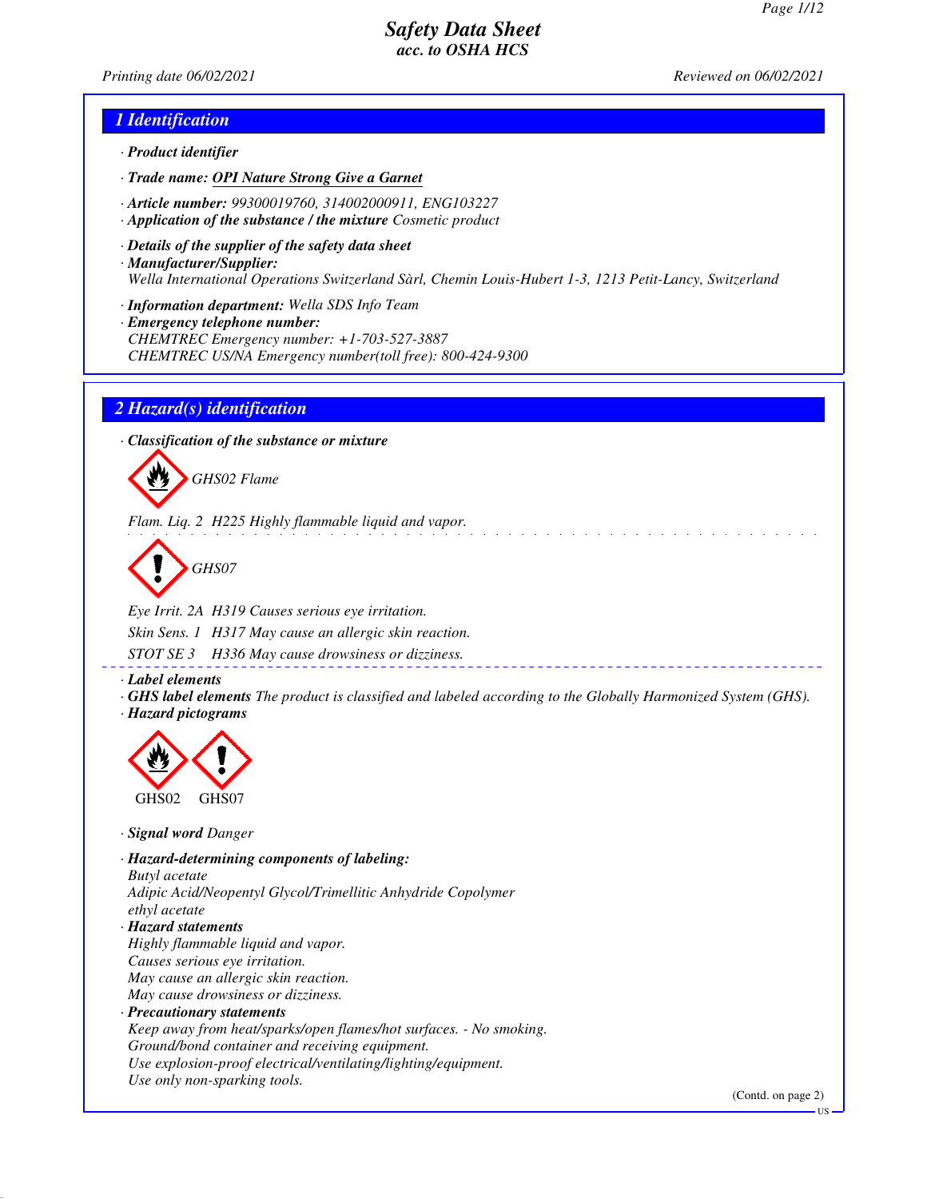# Safety Data Sheet
## acc. to OSHA HCS

Printing date 06/02/2021 | Reviewed on 06/02/2021

## 1 Identification

· **Product identifier**

· **Trade name: OPI Nature Strong Give a Garnet**

· **Article number:** 99300019760, 314002000911, ENG103227

· **Application of the substance / the mixture** Cosmetic product

· **Details of the supplier of the safety data sheet**

· **Manufacturer/Supplier:**
Wella International Operations Switzerland Sàrl, Chemin Louis-Hubert 1-3, 1213 Petit-Lancy, Switzerland

· **Information department:** Wella SDS Info Team

· **Emergency telephone number:**
CHEMTREC Emergency number: +1-703-527-3887
CHEMTREC US/NA Emergency number(toll free): 800-424-9300

## 2 Hazard(s) identification

· **Classification of the substance or mixture**

GHS02 Flame

Flam. Liq. 2 H225 Highly flammable liquid and vapor.

GHS07

Eye Irrit. 2A H319 Causes serious eye irritation.

Skin Sens. 1 H317 May cause an allergic skin reaction.

STOT SE 3 H336 May cause drowsiness or dizziness.

· **Label elements**

· **GHS label elements** The product is classified and labeled according to the Globally Harmonized System (GHS).

· **Hazard pictograms**

GHS02 GHS07

· **Signal word** Danger

· **Hazard-determining components of labeling:**
Butyl acetate
Adipic Acid/Neopentyl Glycol/Trimellitic Anhydride Copolymer
ethyl acetate

· **Hazard statements**
Highly flammable liquid and vapor.
Causes serious eye irritation.
May cause an allergic skin reaction.
May cause drowsiness or dizziness.

· **Precautionary statements**
Keep away from heat/sparks/open flames/hot surfaces. - No smoking.
Ground/bond container and receiving equipment.
Use explosion-proof electrical/ventilating/lighting/equipment.
Use only non-sparking tools.

(Contd. on page 2)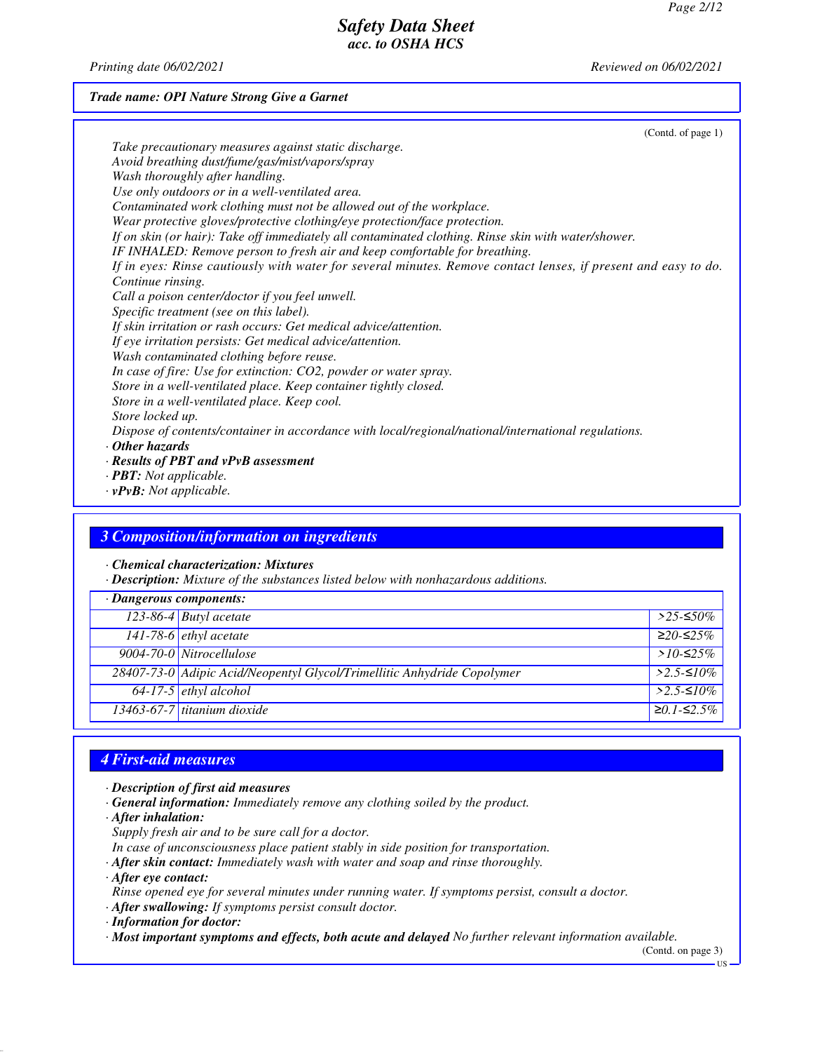**Trade name: OPI Nature Strong Give a Garnet**

(Contd. of page 1)

Take precautionary measures against static discharge.
Avoid breathing dust/fume/gas/mist/vapors/spray
Wash thoroughly after handling.
Use only outdoors or in a well-ventilated area.
Contaminated work clothing must not be allowed out of the workplace.
Wear protective gloves/protective clothing/eye protection/face protection.
If on skin (or hair): Take off immediately all contaminated clothing. Rinse skin with water/shower.
IF INHALED: Remove person to fresh air and keep comfortable for breathing.
If in eyes: Rinse cautiously with water for several minutes. Remove contact lenses, if present and easy to do. Continue rinsing.
Call a poison center/doctor if you feel unwell.
Specific treatment (see on this label).
If skin irritation or rash occurs: Get medical advice/attention.
If eye irritation persists: Get medical advice/attention.
Wash contaminated clothing before reuse.
In case of fire: Use for extinction: CO2, powder or water spray.
Store in a well-ventilated place. Keep container tightly closed.
Store in a well-ventilated place. Keep cool.
Store locked up.
Dispose of contents/container in accordance with local/regional/national/international regulations.

· **Other hazards**
· **Results of PBT and vPvB assessment**
· **PBT:** Not applicable.
· **vPvB:** Not applicable.

## 3 Composition/information on ingredients

· **Chemical characterization: Mixtures**
· **Description:** Mixture of the substances listed below with nonhazardous additions.

| · Dangerous components: | | |
|---|---|---|
| 123-86-4 | Butyl acetate | >25-≤50% |
| 141-78-6 | ethyl acetate | ≥20-≤25% |
| 9004-70-0 | Nitrocellulose | >10-≤25% |
| 28407-73-0 | Adipic Acid/Neopentyl Glycol/Trimellitic Anhydride Copolymer | >2.5-≤10% |
| 64-17-5 | ethyl alcohol | >2.5-≤10% |
| 13463-67-7 | titanium dioxide | ≥0.1-≤2.5% |

## 4 First-aid measures

· **Description of first aid measures**
· **General information:** Immediately remove any clothing soiled by the product.
· **After inhalation:**
Supply fresh air and to be sure call for a doctor.
In case of unconsciousness place patient stably in side position for transportation.
· **After skin contact:** Immediately wash with water and soap and rinse thoroughly.
· **After eye contact:**
Rinse opened eye for several minutes under running water. If symptoms persist, consult a doctor.
· **After swallowing:** If symptoms persist consult doctor.
· **Information for doctor:**
· **Most important symptoms and effects, both acute and delayed** No further relevant information available.

(Contd. on page 3)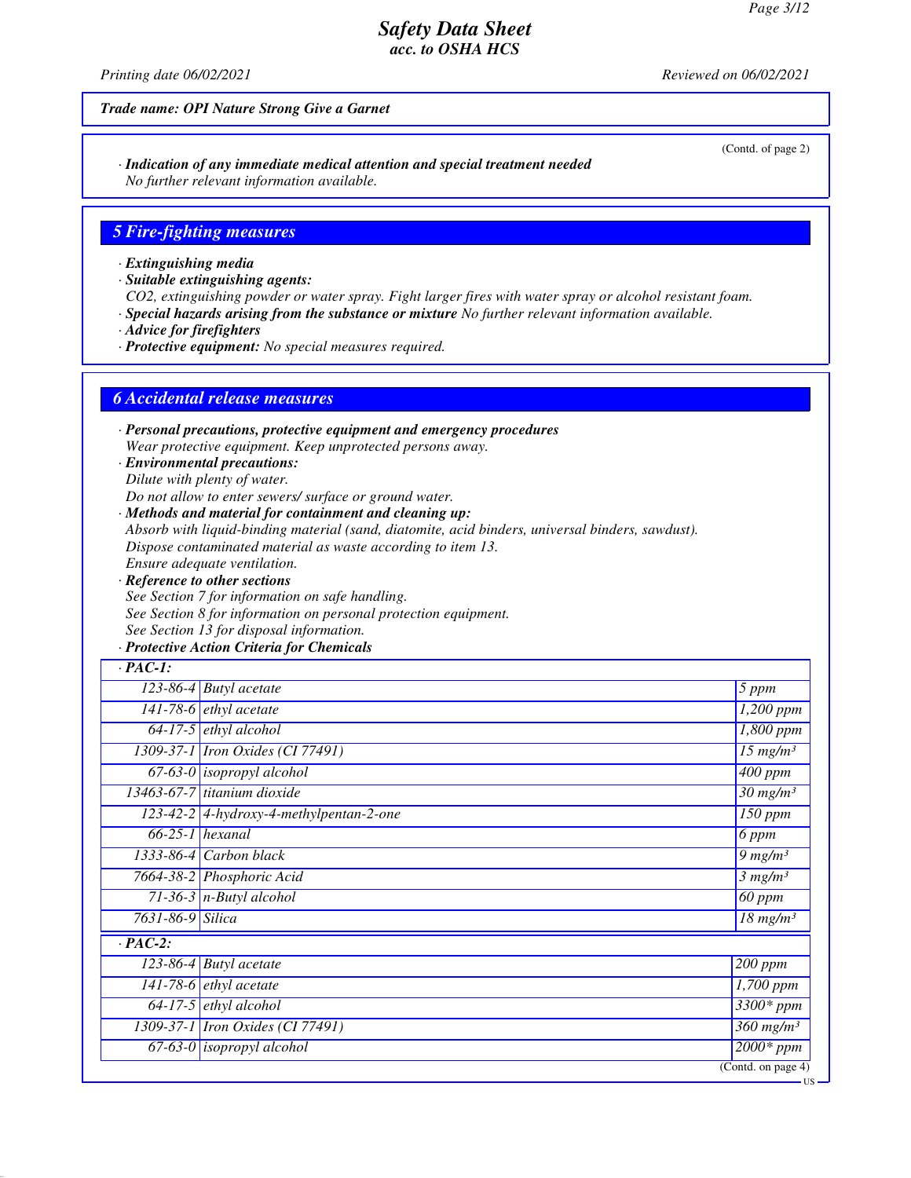**Trade name: OPI Nature Strong Give a Garnet**

(Contd. of page 2)

· ***Indication of any immediate medical attention and special treatment needed***
*No further relevant information available.*

## 5 Fire-fighting measures

· ***Extinguishing media***
· ***Suitable extinguishing agents:***
*CO2, extinguishing powder or water spray. Fight larger fires with water spray or alcohol resistant foam.*
· ***Special hazards arising from the substance or mixture*** *No further relevant information available.*
· ***Advice for firefighters***
· ***Protective equipment:*** *No special measures required.*

## 6 Accidental release measures

· ***Personal precautions, protective equipment and emergency procedures***
*Wear protective equipment. Keep unprotected persons away.*
· ***Environmental precautions:***
*Dilute with plenty of water.*
*Do not allow to enter sewers/ surface or ground water.*
· ***Methods and material for containment and cleaning up:***
*Absorb with liquid-binding material (sand, diatomite, acid binders, universal binders, sawdust).*
*Dispose contaminated material as waste according to item 13.*
*Ensure adequate ventilation.*
· ***Reference to other sections***
*See Section 7 for information on safe handling.*
*See Section 8 for information on personal protection equipment.*
*See Section 13 for disposal information.*
· ***Protective Action Criteria for Chemicals***

| · **PAC-1:** | | |
|---|---|---|
| 123-86-4 | Butyl acetate | 5 ppm |
| 141-78-6 | ethyl acetate | 1,200 ppm |
| 64-17-5 | ethyl alcohol | 1,800 ppm |
| 1309-37-1 | Iron Oxides (CI 77491) | 15 mg/m³ |
| 67-63-0 | isopropyl alcohol | 400 ppm |
| 13463-67-7 | titanium dioxide | 30 mg/m³ |
| 123-42-2 | 4-hydroxy-4-methylpentan-2-one | 150 ppm |
| 66-25-1 | hexanal | 6 ppm |
| 1333-86-4 | Carbon black | 9 mg/m³ |
| 7664-38-2 | Phosphoric Acid | 3 mg/m³ |
| 71-36-3 | n-Butyl alcohol | 60 ppm |
| 7631-86-9 | Silica | 18 mg/m³ |
| · **PAC-2:** | | |
| 123-86-4 | Butyl acetate | 200 ppm |
| 141-78-6 | ethyl acetate | 1,700 ppm |
| 64-17-5 | ethyl alcohol | 3300* ppm |
| 1309-37-1 | Iron Oxides (CI 77491) | 360 mg/m³ |
| 67-63-0 | isopropyl alcohol | 2000* ppm |

(Contd. on page 4)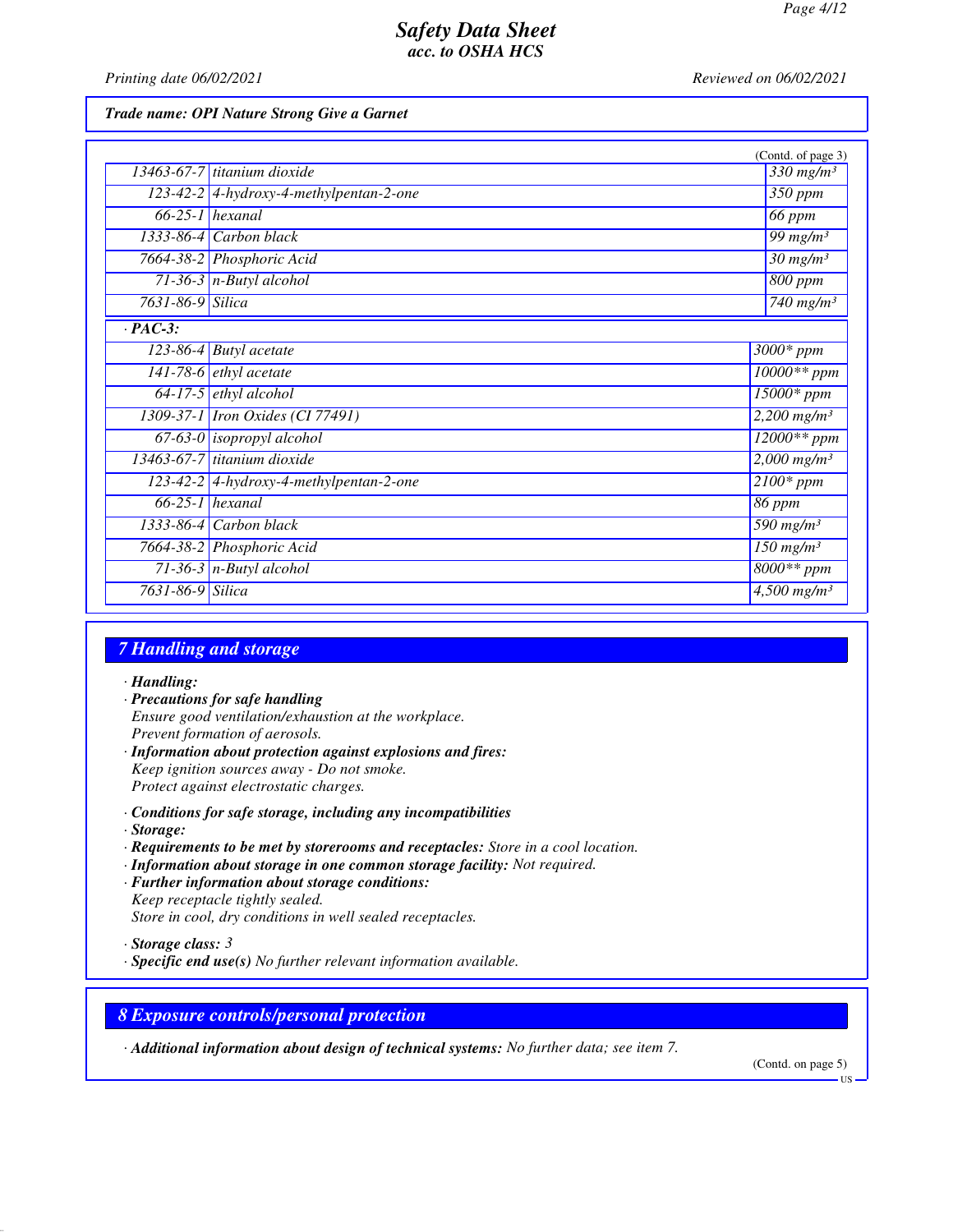(Contd. of page 3)

| | | |
|---|---|---|
| 13463-67-7 | titanium dioxide | 330 mg/m³ |
| 123-42-2 | 4-hydroxy-4-methylpentan-2-one | 350 ppm |
| 66-25-1 | hexanal | 66 ppm |
| 1333-86-4 | Carbon black | 99 mg/m³ |
| 7664-38-2 | Phosphoric Acid | 30 mg/m³ |
| 71-36-3 | n-Butyl alcohol | 800 ppm |
| 7631-86-9 | Silica | 740 mg/m³ |

· **PAC-3:**

| | | |
|---|---|---|
| 123-86-4 | Butyl acetate | 3000* ppm |
| 141-78-6 | ethyl acetate | 10000** ppm |
| 64-17-5 | ethyl alcohol | 15000* ppm |
| 1309-37-1 | Iron Oxides (CI 77491) | 2,200 mg/m³ |
| 67-63-0 | isopropyl alcohol | 12000** ppm |
| 13463-67-7 | titanium dioxide | 2,000 mg/m³ |
| 123-42-2 | 4-hydroxy-4-methylpentan-2-one | 2100* ppm |
| 66-25-1 | hexanal | 86 ppm |
| 1333-86-4 | Carbon black | 590 mg/m³ |
| 7664-38-2 | Phosphoric Acid | 150 mg/m³ |
| 71-36-3 | n-Butyl alcohol | 8000** ppm |
| 7631-86-9 | Silica | 4,500 mg/m³ |

## 7 Handling and storage

· **Handling:**
· **Precautions for safe handling**
Ensure good ventilation/exhaustion at the workplace.
Prevent formation of aerosols.
· **Information about protection against explosions and fires:**
Keep ignition sources away - Do not smoke.
Protect against electrostatic charges.

· **Conditions for safe storage, including any incompatibilities**
· **Storage:**
· **Requirements to be met by storerooms and receptacles:** Store in a cool location.
· **Information about storage in one common storage facility:** Not required.
· **Further information about storage conditions:**
Keep receptacle tightly sealed.
Store in cool, dry conditions in well sealed receptacles.

· **Storage class:** 3
· **Specific end use(s)** No further relevant information available.

## 8 Exposure controls/personal protection

· **Additional information about design of technical systems:** No further data; see item 7.

(Contd. on page 5)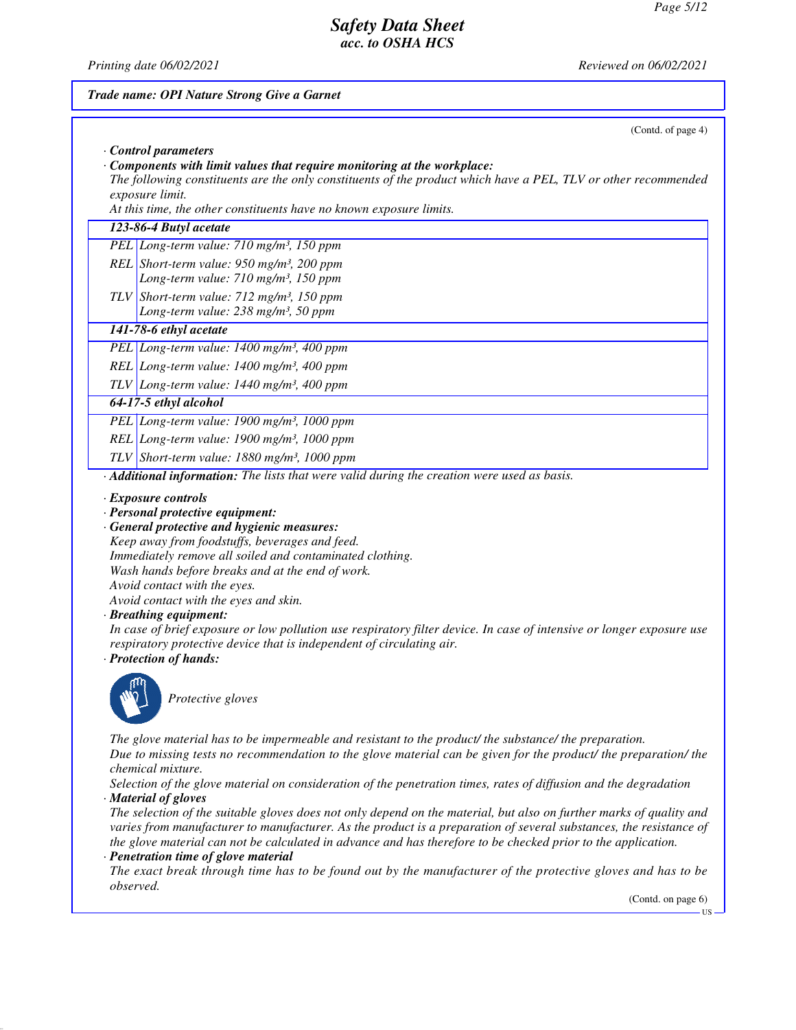(Contd. of page 4)

· **Control parameters**

· **Components with limit values that require monitoring at the workplace:**

The following constituents are the only constituents of the product which have a PEL, TLV or other recommended exposure limit.

At this time, the other constituents have no known exposure limits.

| **123-86-4 Butyl acetate** | |
|---|---|
| PEL | Long-term value: 710 mg/m³, 150 ppm |
| REL | Short-term value: 950 mg/m³, 200 ppm<br>Long-term value: 710 mg/m³, 150 ppm |
| TLV | Short-term value: 712 mg/m³, 150 ppm<br>Long-term value: 238 mg/m³, 50 ppm |
| **141-78-6 ethyl acetate** | |
| PEL | Long-term value: 1400 mg/m³, 400 ppm |
| REL | Long-term value: 1400 mg/m³, 400 ppm |
| TLV | Long-term value: 1440 mg/m³, 400 ppm |
| **64-17-5 ethyl alcohol** | |
| PEL | Long-term value: 1900 mg/m³, 1000 ppm |
| REL | Long-term value: 1900 mg/m³, 1000 ppm |
| TLV | Short-term value: 1880 mg/m³, 1000 ppm |

· **Additional information:** The lists that were valid during the creation were used as basis.

· **Exposure controls**

· **Personal protective equipment:**

· **General protective and hygienic measures:**

Keep away from foodstuffs, beverages and feed.
Immediately remove all soiled and contaminated clothing.
Wash hands before breaks and at the end of work.
Avoid contact with the eyes.
Avoid contact with the eyes and skin.

· **Breathing equipment:**

In case of brief exposure or low pollution use respiratory filter device. In case of intensive or longer exposure use respiratory protective device that is independent of circulating air.

· **Protection of hands:**

Protective gloves

The glove material has to be impermeable and resistant to the product/ the substance/ the preparation.
Due to missing tests no recommendation to the glove material can be given for the product/ the preparation/ the chemical mixture.
Selection of the glove material on consideration of the penetration times, rates of diffusion and the degradation

· **Material of gloves**

The selection of the suitable gloves does not only depend on the material, but also on further marks of quality and varies from manufacturer to manufacturer. As the product is a preparation of several substances, the resistance of the glove material can not be calculated in advance and has therefore to be checked prior to the application.

· **Penetration time of glove material**

The exact break through time has to be found out by the manufacturer of the protective gloves and has to be observed.

(Contd. on page 6)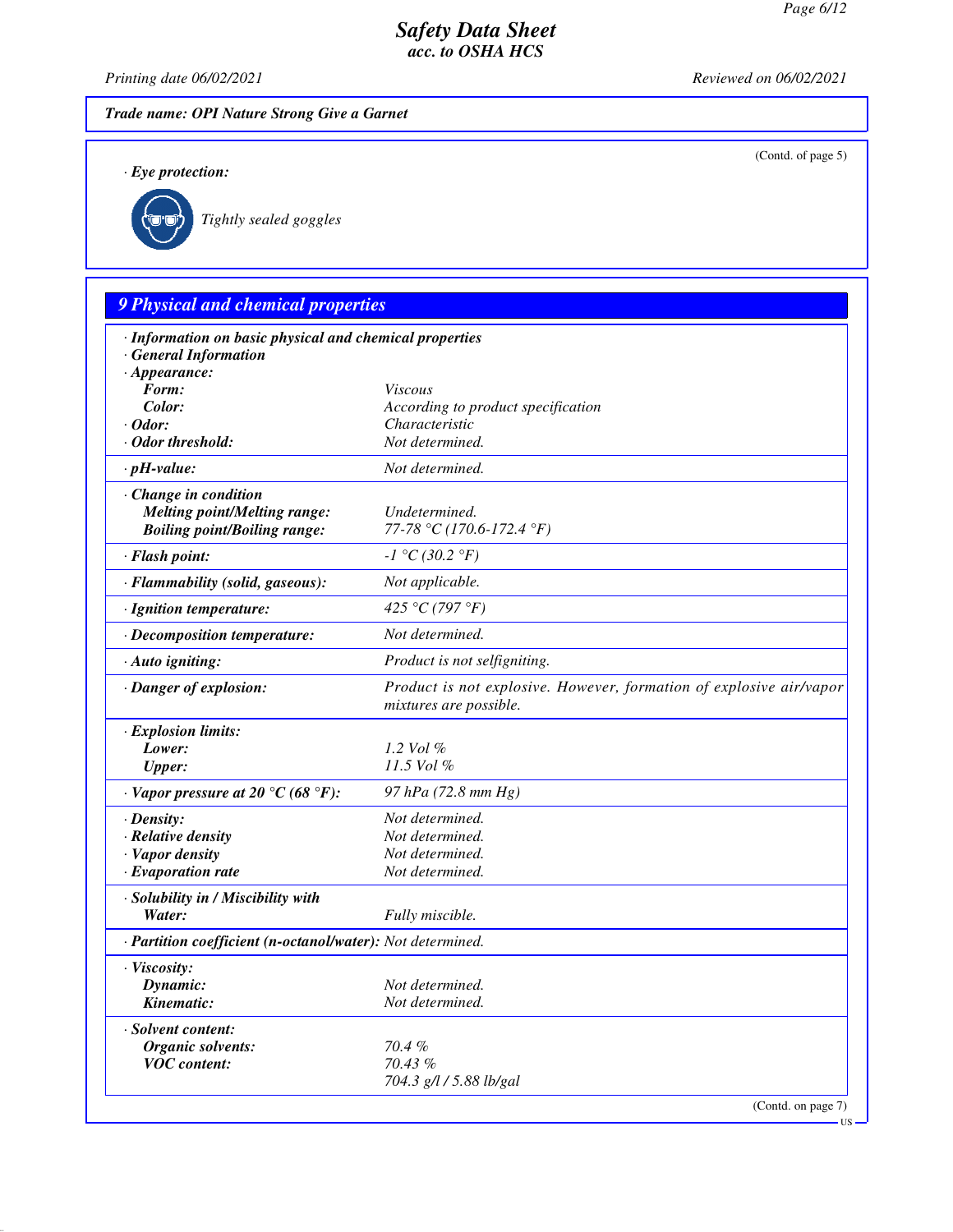**Trade name: OPI Nature Strong Give a Garnet**

(Contd. of page 5)

· **Eye protection:**

Tightly sealed goggles

## 9 Physical and chemical properties

· **Information on basic physical and chemical properties**
· **General Information**

| | |
|---|---|
| · **Appearance:** | |
| **Form:** | Viscous |
| **Color:** | According to product specification |
| · **Odor:** | Characteristic |
| · **Odor threshold:** | Not determined. |
| · **pH-value:** | Not determined. |
| · **Change in condition** | |
| **Melting point/Melting range:** | Undetermined. |
| **Boiling point/Boiling range:** | 77-78 °C (170.6-172.4 °F) |
| · **Flash point:** | -1 °C (30.2 °F) |
| · **Flammability (solid, gaseous):** | Not applicable. |
| · **Ignition temperature:** | 425 °C (797 °F) |
| · **Decomposition temperature:** | Not determined. |
| · **Auto igniting:** | Product is not selfigniting. |
| · **Danger of explosion:** | Product is not explosive. However, formation of explosive air/vapor mixtures are possible. |
| · **Explosion limits:** | |
| **Lower:** | 1.2 Vol % |
| **Upper:** | 11.5 Vol % |
| · **Vapor pressure at 20 °C (68 °F):** | 97 hPa (72.8 mm Hg) |
| · **Density:** | Not determined. |
| · **Relative density** | Not determined. |
| · **Vapor density** | Not determined. |
| · **Evaporation rate** | Not determined. |
| · **Solubility in / Miscibility with** | |
| **Water:** | Fully miscible. |
| · **Partition coefficient (n-octanol/water):** | Not determined. |
| · **Viscosity:** | |
| **Dynamic:** | Not determined. |
| **Kinematic:** | Not determined. |
| · **Solvent content:** | |
| **Organic solvents:** | 70.4 % |
| **VOC content:** | 70.43 % |
| | 704.3 g/l / 5.88 lb/gal |

(Contd. on page 7)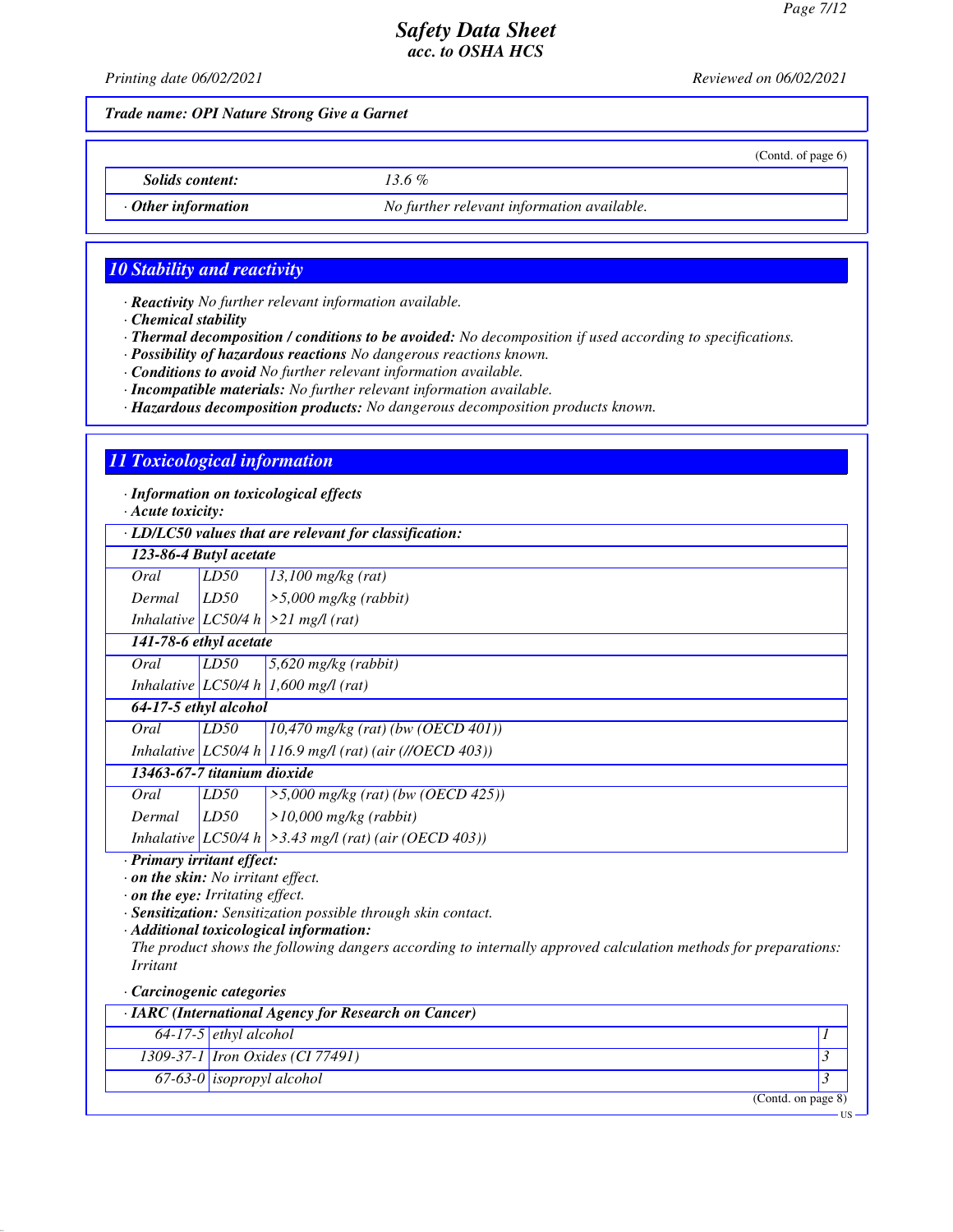*Trade name: OPI Nature Strong Give a Garnet*

(Contd. of page 6)

| | |
|---|---|
| *Solids content:* | *13.6 %* |
| *· Other information* | *No further relevant information available.* |

## 10 Stability and reactivity

- ***Reactivity*** *No further relevant information available.*
- ***Chemical stability***
- ***Thermal decomposition / conditions to be avoided:*** *No decomposition if used according to specifications.*
- ***Possibility of hazardous reactions*** *No dangerous reactions known.*
- ***Conditions to avoid*** *No further relevant information available.*
- ***Incompatible materials:*** *No further relevant information available.*
- ***Hazardous decomposition products:*** *No dangerous decomposition products known.*

## 11 Toxicological information

- ***Information on toxicological effects***
- ***Acute toxicity:***

| *· LD/LC50 values that are relevant for classification:* | | |
|---|---|---|
| ***123-86-4 Butyl acetate*** | | |
| *Oral* | *LD50* | *13,100 mg/kg (rat)* |
| *Dermal* | *LD50* | *>5,000 mg/kg (rabbit)* |
| *Inhalative* | *LC50/4 h* | *>21 mg/l (rat)* |
| ***141-78-6 ethyl acetate*** | | |
| *Oral* | *LD50* | *5,620 mg/kg (rabbit)* |
| *Inhalative* | *LC50/4 h* | *1,600 mg/l (rat)* |
| ***64-17-5 ethyl alcohol*** | | |
| *Oral* | *LD50* | *10,470 mg/kg (rat) (bw (OECD 401))* |
| *Inhalative* | *LC50/4 h* | *116.9 mg/l (rat) (air (//OECD 403))* |
| ***13463-67-7 titanium dioxide*** | | |
| *Oral* | *LD50* | *>5,000 mg/kg (rat) (bw (OECD 425))* |
| *Dermal* | *LD50* | *>10,000 mg/kg (rabbit)* |
| *Inhalative* | *LC50/4 h* | *>3.43 mg/l (rat) (air (OECD 403))* |

- ***Primary irritant effect:***
- ***on the skin:*** *No irritant effect.*
- ***on the eye:*** *Irritating effect.*
- ***Sensitization:*** *Sensitization possible through skin contact.*
- ***Additional toxicological information:***
  *The product shows the following dangers according to internally approved calculation methods for preparations: Irritant*

- ***Carcinogenic categories***

| *· IARC (International Agency for Research on Cancer)* | | |
|---|---|---|
| *64-17-5* | *ethyl alcohol* | *1* |
| *1309-37-1* | *Iron Oxides (CI 77491)* | *3* |
| *67-63-0* | *isopropyl alcohol* | *3* |

(Contd. on page 8)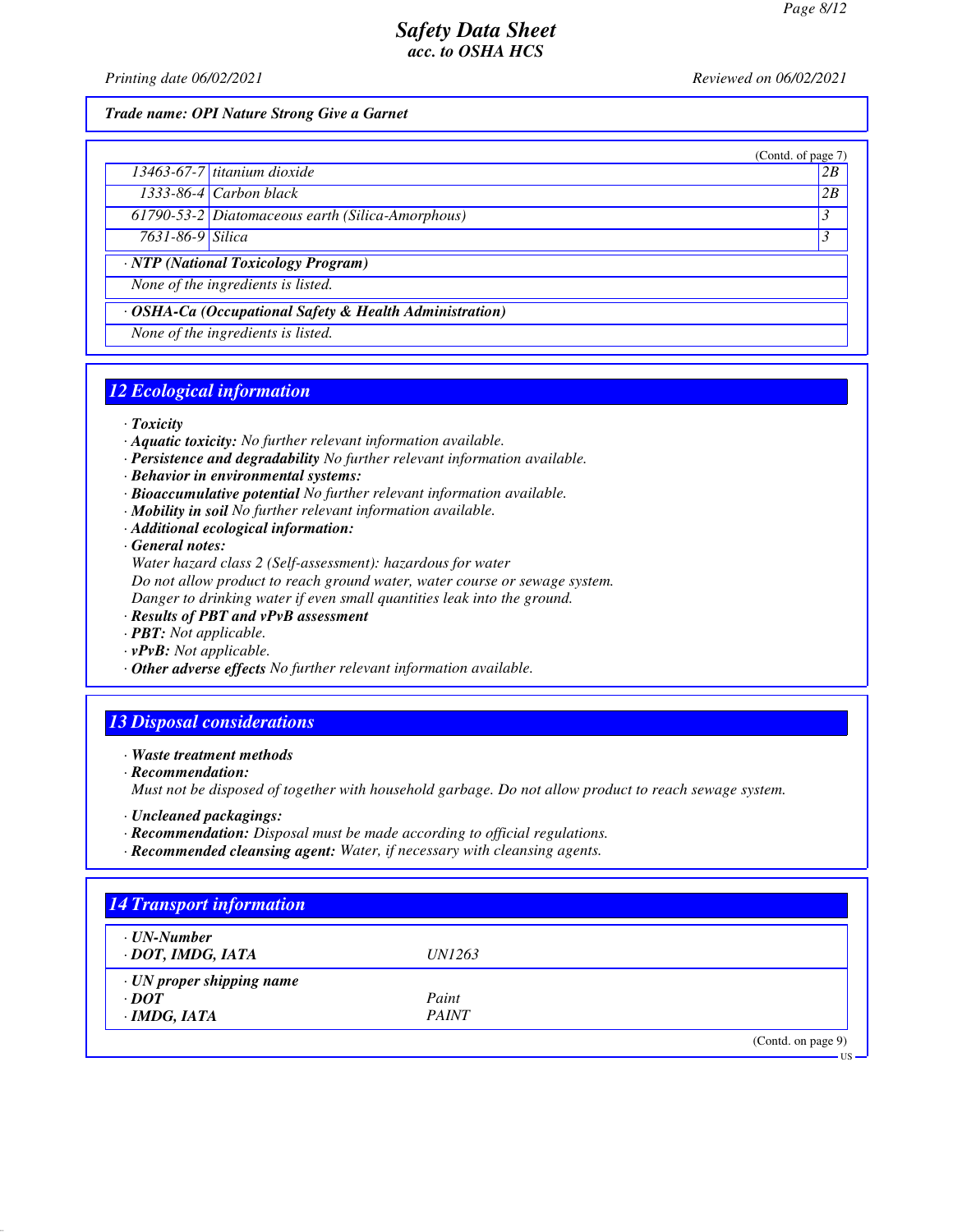**Trade name: OPI Nature Strong Give a Garnet**

(Contd. of page 7)

| | | |
|---|---|---|
| 13463-67-7 | titanium dioxide | 2B |
| 1333-86-4 | Carbon black | 2B |
| 61790-53-2 | Diatomaceous earth (Silica-Amorphous) | 3 |
| 7631-86-9 | Silica | 3 |

· **NTP (National Toxicology Program)**

None of the ingredients is listed.

· **OSHA-Ca (Occupational Safety & Health Administration)**

None of the ingredients is listed.

## 12 Ecological information

· **Toxicity**
· **Aquatic toxicity:** No further relevant information available.
· **Persistence and degradability** No further relevant information available.
· **Behavior in environmental systems:**
· **Bioaccumulative potential** No further relevant information available.
· **Mobility in soil** No further relevant information available.
· **Additional ecological information:**
· **General notes:**
Water hazard class 2 (Self-assessment): hazardous for water
Do not allow product to reach ground water, water course or sewage system.
Danger to drinking water if even small quantities leak into the ground.
· **Results of PBT and vPvB assessment**
· **PBT:** Not applicable.
· **vPvB:** Not applicable.
· **Other adverse effects** No further relevant information available.

## 13 Disposal considerations

· **Waste treatment methods**
· **Recommendation:**
Must not be disposed of together with household garbage. Do not allow product to reach sewage system.

· **Uncleaned packagings:**
· **Recommendation:** Disposal must be made according to official regulations.
· **Recommended cleansing agent:** Water, if necessary with cleansing agents.

## 14 Transport information

| | |
|---|---|
| · **UN-Number** | |
| · **DOT, IMDG, IATA** | UN1263 |
| · **UN proper shipping name** | |
| · **DOT** | Paint |
| · **IMDG, IATA** | PAINT |

(Contd. on page 9)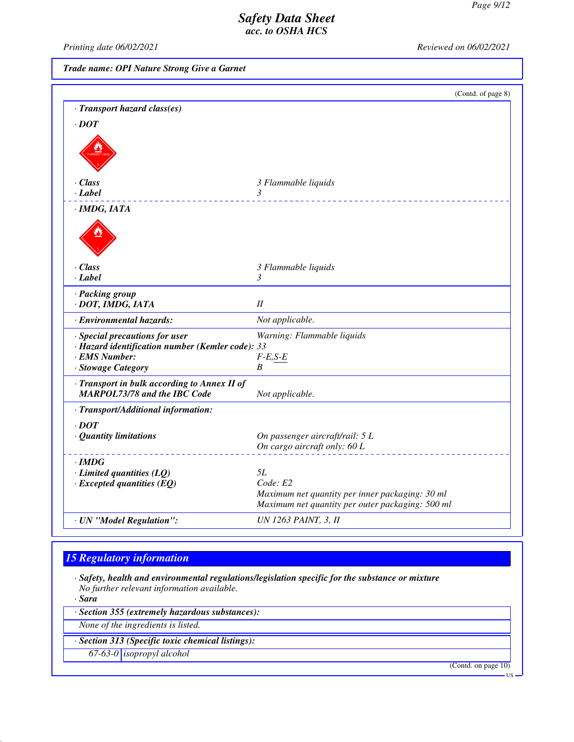**Trade name: OPI Nature Strong Give a Garnet**

(Contd. of page 8)

· **Transport hazard class(es)**

· **DOT**

| | |
|---|---|
| · **Class** | 3 Flammable liquids |
| · **Label** | 3 |

· **IMDG, IATA**

| | |
|---|---|
| · **Class** | 3 Flammable liquids |
| · **Label** | 3 |
| · **Packing group** | |
| · **DOT, IMDG, IATA** | II |
| · **Environmental hazards:** | Not applicable. |
| · **Special precautions for user** | Warning: Flammable liquids |
| · **Hazard identification number (Kemler code):** | 33 |
| · **EMS Number:** | F-E,S-E |
| · **Stowage Category** | B |
| · **Transport in bulk according to Annex II of MARPOL73/78 and the IBC Code** | Not applicable. |

· **Transport/Additional information:**

· **DOT**

| | |
|---|---|
| · **Quantity limitations** | On passenger aircraft/rail: 5 L<br>On cargo aircraft only: 60 L |

· **IMDG**

| | |
|---|---|
| · **Limited quantities (LQ)** | 5L |
| · **Excepted quantities (EQ)** | Code: E2<br>Maximum net quantity per inner packaging: 30 ml<br>Maximum net quantity per outer packaging: 500 ml |
| · **UN "Model Regulation":** | UN 1263 PAINT, 3, II |

## 15 Regulatory information

· **Safety, health and environmental regulations/legislation specific for the substance or mixture**
No further relevant information available.

· **Sara**

· **Section 355 (extremely hazardous substances):**

None of the ingredients is listed.

· **Section 313 (Specific toxic chemical listings):**

| | |
|---|---|
| 67-63-0 | isopropyl alcohol |

(Contd. on page 10)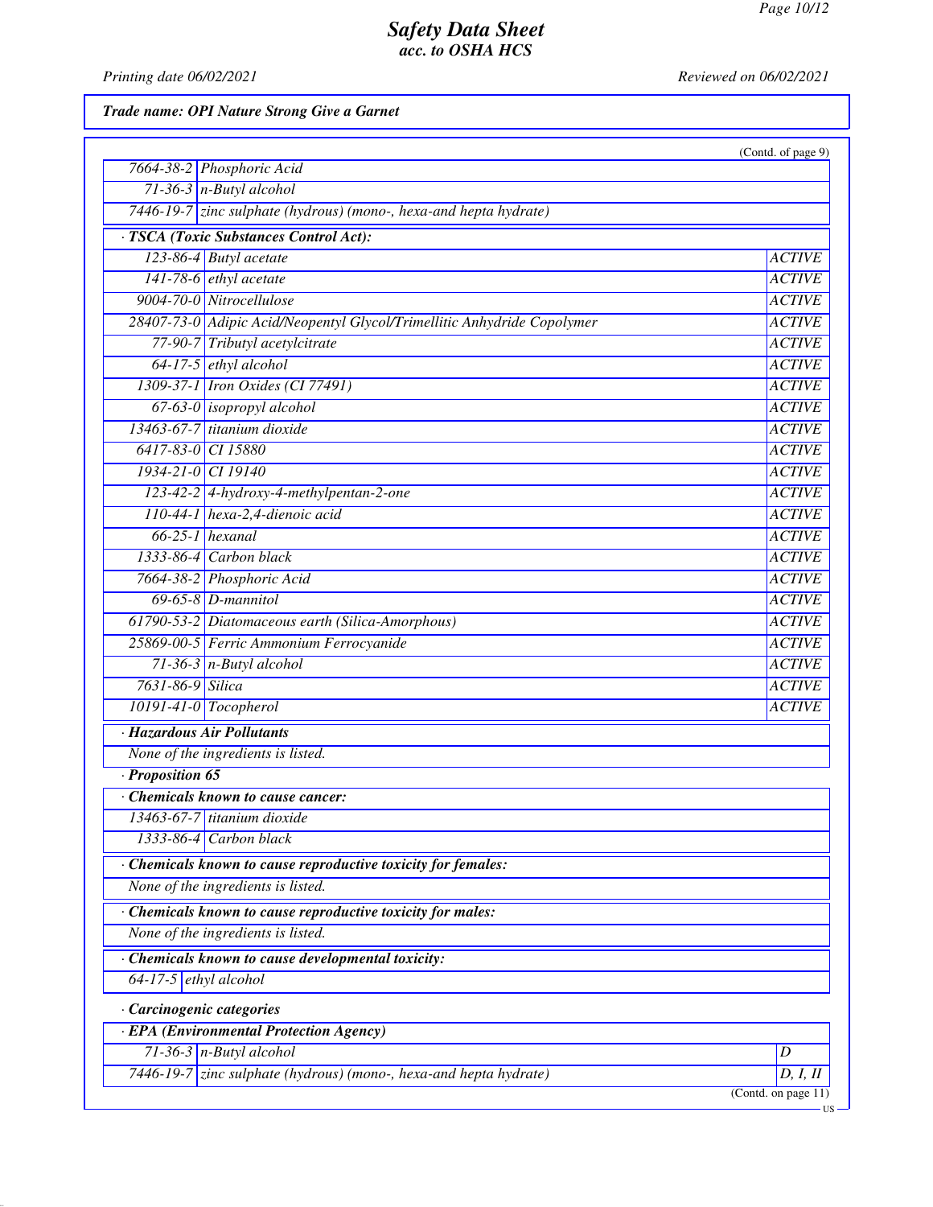*Trade name: OPI Nature Strong Give a Garnet*

(Contd. of page 9)

| | |
|---|---|
| 7664-38-2 | Phosphoric Acid |
| 71-36-3 | n-Butyl alcohol |
| 7446-19-7 | zinc sulphate (hydrous) (mono-, hexa-and hepta hydrate) |

**· TSCA (Toxic Substances Control Act):**

| | | |
|---|---|---|
| 123-86-4 | Butyl acetate | ACTIVE |
| 141-78-6 | ethyl acetate | ACTIVE |
| 9004-70-0 | Nitrocellulose | ACTIVE |
| 28407-73-0 | Adipic Acid/Neopentyl Glycol/Trimellitic Anhydride Copolymer | ACTIVE |
| 77-90-7 | Tributyl acetylcitrate | ACTIVE |
| 64-17-5 | ethyl alcohol | ACTIVE |
| 1309-37-1 | Iron Oxides (CI 77491) | ACTIVE |
| 67-63-0 | isopropyl alcohol | ACTIVE |
| 13463-67-7 | titanium dioxide | ACTIVE |
| 6417-83-0 | CI 15880 | ACTIVE |
| 1934-21-0 | CI 19140 | ACTIVE |
| 123-42-2 | 4-hydroxy-4-methylpentan-2-one | ACTIVE |
| 110-44-1 | hexa-2,4-dienoic acid | ACTIVE |
| 66-25-1 | hexanal | ACTIVE |
| 1333-86-4 | Carbon black | ACTIVE |
| 7664-38-2 | Phosphoric Acid | ACTIVE |
| 69-65-8 | D-mannitol | ACTIVE |
| 61790-53-2 | Diatomaceous earth (Silica-Amorphous) | ACTIVE |
| 25869-00-5 | Ferric Ammonium Ferrocyanide | ACTIVE |
| 71-36-3 | n-Butyl alcohol | ACTIVE |
| 7631-86-9 | Silica | ACTIVE |
| 10191-41-0 | Tocopherol | ACTIVE |

**· Hazardous Air Pollutants**

None of the ingredients is listed.

**· Proposition 65**

**· Chemicals known to cause cancer:**

| | |
|---|---|
| 13463-67-7 | titanium dioxide |
| 1333-86-4 | Carbon black |

**· Chemicals known to cause reproductive toxicity for females:**

None of the ingredients is listed.

**· Chemicals known to cause reproductive toxicity for males:**

None of the ingredients is listed.

**· Chemicals known to cause developmental toxicity:**

| | |
|---|---|
| 64-17-5 | ethyl alcohol |

**· Carcinogenic categories**

**· EPA (Environmental Protection Agency)**

| | | |
|---|---|---|
| 71-36-3 | n-Butyl alcohol | D |
| 7446-19-7 | zinc sulphate (hydrous) (mono-, hexa-and hepta hydrate) | D, I, II |

(Contd. on page 11)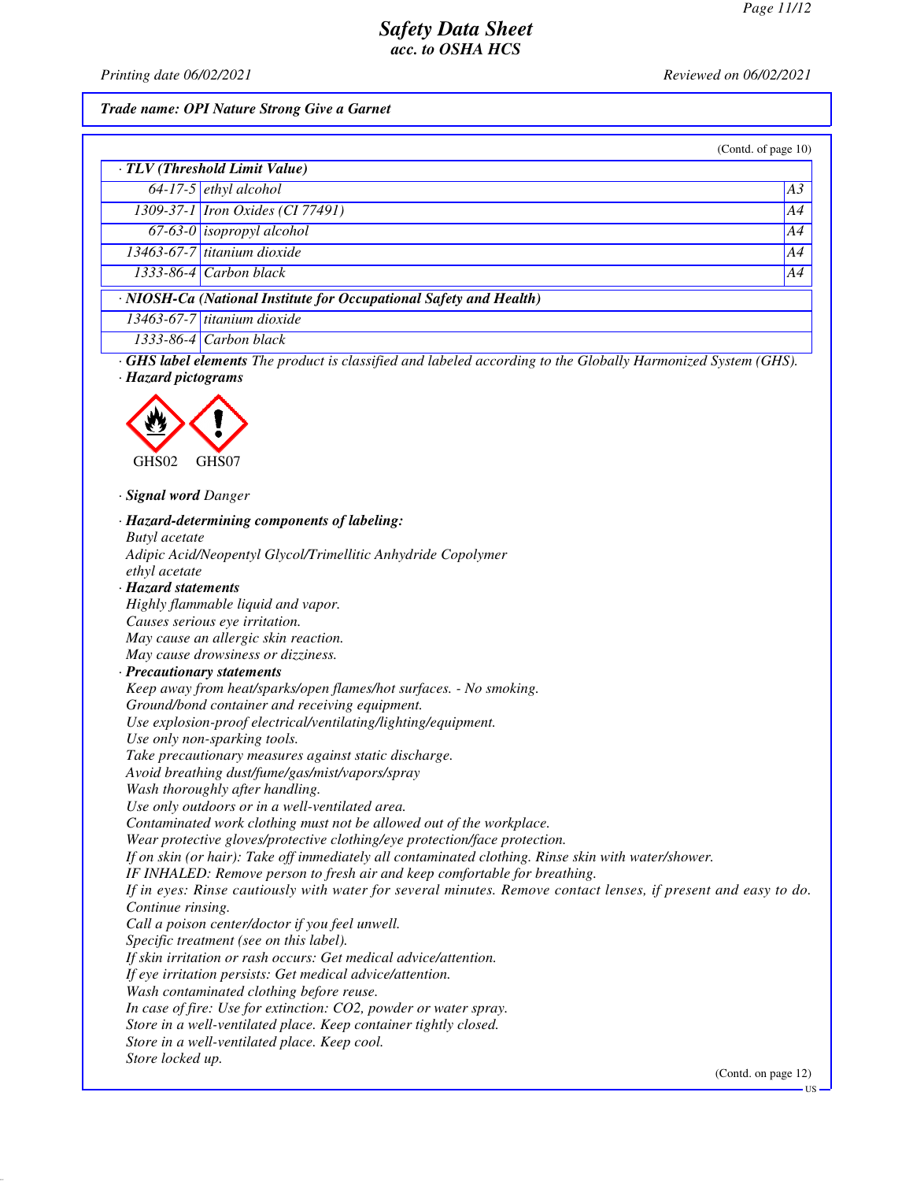# Safety Data Sheet
## acc. to OSHA HCS

*Printing date 06/02/2021* *Reviewed on 06/02/2021*

**Trade name: OPI Nature Strong Give a Garnet**

(Contd. of page 10)

**· TLV (Threshold Limit Value)**

| | | |
|---|---|---|
| 64-17-5 | ethyl alcohol | A3 |
| 1309-37-1 | Iron Oxides (CI 77491) | A4 |
| 67-63-0 | isopropyl alcohol | A4 |
| 13463-67-7 | titanium dioxide | A4 |
| 1333-86-4 | Carbon black | A4 |

**· NIOSH-Ca (National Institute for Occupational Safety and Health)**

| | |
|---|---|
| 13463-67-7 | titanium dioxide |
| 1333-86-4 | Carbon black |

· **GHS label elements** The product is classified and labeled according to the Globally Harmonized System (GHS).

· **Hazard pictograms**

GHS02 GHS07

· **Signal word** Danger

· **Hazard-determining components of labeling:**
Butyl acetate
Adipic Acid/Neopentyl Glycol/Trimellitic Anhydride Copolymer
ethyl acetate

· **Hazard statements**
Highly flammable liquid and vapor.
Causes serious eye irritation.
May cause an allergic skin reaction.
May cause drowsiness or dizziness.

· **Precautionary statements**
Keep away from heat/sparks/open flames/hot surfaces. - No smoking.
Ground/bond container and receiving equipment.
Use explosion-proof electrical/ventilating/lighting/equipment.
Use only non-sparking tools.
Take precautionary measures against static discharge.
Avoid breathing dust/fume/gas/mist/vapors/spray
Wash thoroughly after handling.
Use only outdoors or in a well-ventilated area.
Contaminated work clothing must not be allowed out of the workplace.
Wear protective gloves/protective clothing/eye protection/face protection.
If on skin (or hair): Take off immediately all contaminated clothing. Rinse skin with water/shower.
IF INHALED: Remove person to fresh air and keep comfortable for breathing.
If in eyes: Rinse cautiously with water for several minutes. Remove contact lenses, if present and easy to do. Continue rinsing.
Call a poison center/doctor if you feel unwell.
Specific treatment (see on this label).
If skin irritation or rash occurs: Get medical advice/attention.
If eye irritation persists: Get medical advice/attention.
Wash contaminated clothing before reuse.
In case of fire: Use for extinction: $CO_2$, powder or water spray.
Store in a well-ventilated place. Keep container tightly closed.
Store in a well-ventilated place. Keep cool.
Store locked up.

(Contd. on page 12)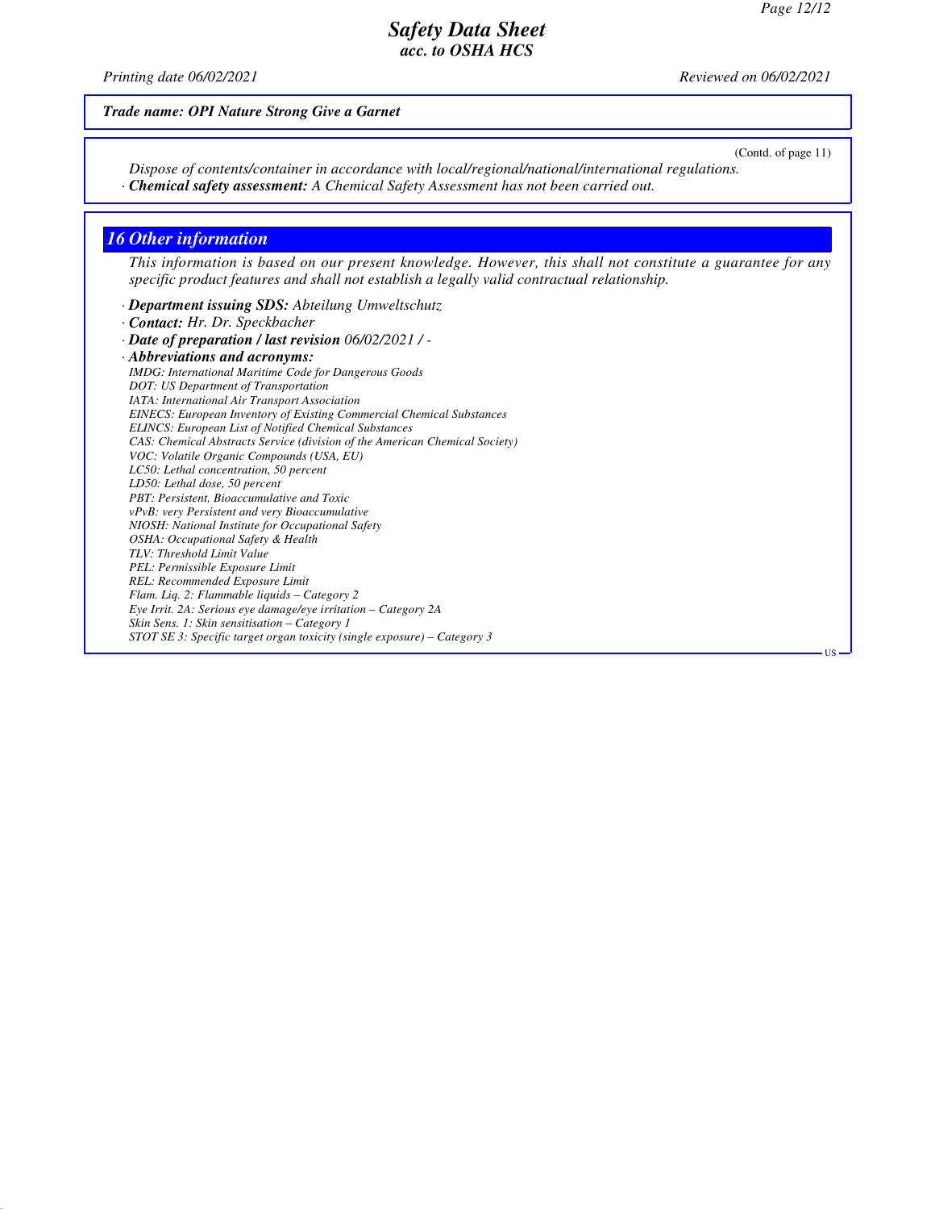*Trade name: OPI Nature Strong Give a Garnet*

(Contd. of page 11)

Dispose of contents/container in accordance with local/regional/national/international regulations.

· **Chemical safety assessment:** A Chemical Safety Assessment has not been carried out.

## 16 Other information

This information is based on our present knowledge. However, this shall not constitute a guarantee for any specific product features and shall not establish a legally valid contractual relationship.

· **Department issuing SDS:** Abteilung Umweltschutz
· **Contact:** Hr. Dr. Speckbacher
· **Date of preparation / last revision** 06/02/2021 / -
· **Abbreviations and acronyms:**
IMDG: International Maritime Code for Dangerous Goods
DOT: US Department of Transportation
IATA: International Air Transport Association
EINECS: European Inventory of Existing Commercial Chemical Substances
ELINCS: European List of Notified Chemical Substances
CAS: Chemical Abstracts Service (division of the American Chemical Society)
VOC: Volatile Organic Compounds (USA, EU)
LC50: Lethal concentration, 50 percent
LD50: Lethal dose, 50 percent
PBT: Persistent, Bioaccumulative and Toxic
vPvB: very Persistent and very Bioaccumulative
NIOSH: National Institute for Occupational Safety
OSHA: Occupational Safety & Health
TLV: Threshold Limit Value
PEL: Permissible Exposure Limit
REL: Recommended Exposure Limit
Flam. Liq. 2: Flammable liquids – Category 2
Eye Irrit. 2A: Serious eye damage/eye irritation – Category 2A
Skin Sens. 1: Skin sensitisation – Category 1
STOT SE 3: Specific target organ toxicity (single exposure) – Category 3

US